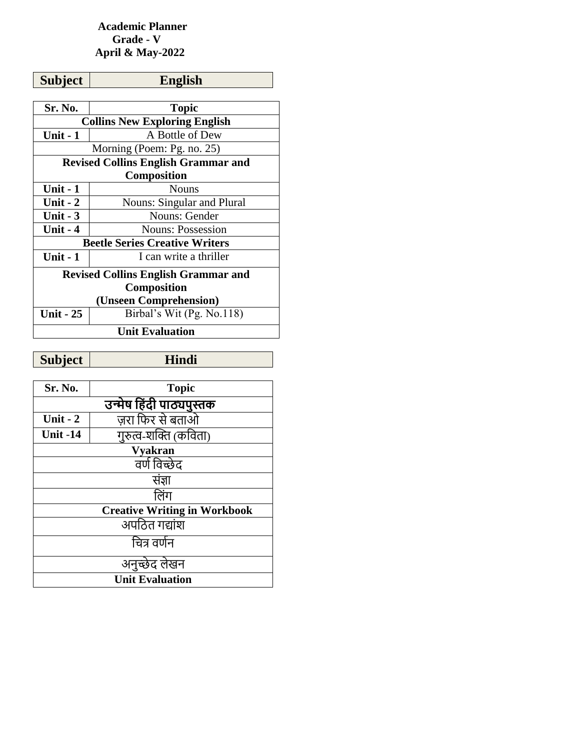**Academic Planner**
**Grade - V**
**April & May-2022**

| **Subject** | **English** |
|---|---|

| Sr. No. | Topic |
|---|---|
| **Collins New Exploring English** | |
| **Unit - 1** | A Bottle of Dew |
| Morning (Poem: Pg. no. 25) | |
| **Revised Collins English Grammar and Composition** | |
| **Unit - 1** | Nouns |
| **Unit - 2** | Nouns: Singular and Plural |
| **Unit - 3** | Nouns: Gender |
| **Unit - 4** | Nouns: Possession |
| **Beetle Series Creative Writers** | |
| **Unit - 1** | I can write a thriller |
| **Revised Collins English Grammar and Composition (Unseen Comprehension)** | |
| **Unit - 25** | Birbal's Wit (Pg. No.118) |
| **Unit Evaluation** | |

| **Subject** | **Hindi** |
|---|---|

| Sr. No. | Topic |
|---|---|
| **उन्मेष हिंदी पाठ्यपुस्तक** | |
| **Unit - 2** | ज़रा फिर से बताओ |
| **Unit -14** | गुरुत्व-शक्ति (कविता) |
| **Vyakran** | |
| वर्ण विच्छेद | |
| संज्ञा | |
| लिंग | |
| **Creative Writing in Workbook** | |
| अपठित गद्यांश | |
| चित्र वर्णन | |
| अनुच्छेद लेखन | |
| **Unit Evaluation** | |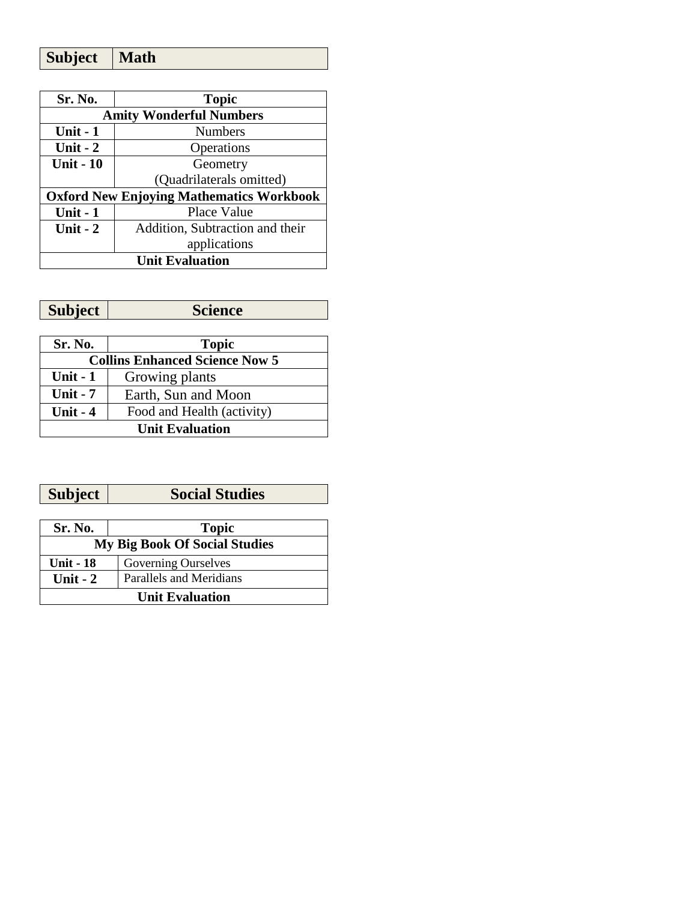| Subject | Math |
|---|---|

| Sr. No. | Topic |
|---|---|
| **Amity Wonderful Numbers** | |
| **Unit - 1** | Numbers |
| **Unit - 2** | Operations |
| **Unit - 10** | Geometry (Quadrilaterals omitted) |
| **Oxford New Enjoying Mathematics Workbook** | |
| **Unit - 1** | Place Value |
| **Unit - 2** | Addition, Subtraction and their applications |
| **Unit Evaluation** | |

| Subject | Science |
|---|---|

| Sr. No. | Topic |
|---|---|
| **Collins Enhanced Science Now 5** | |
| **Unit - 1** | Growing plants |
| **Unit - 7** | Earth, Sun and Moon |
| **Unit - 4** | Food and Health (activity) |
| **Unit Evaluation** | |

| Subject | Social Studies |
|---|---|

| Sr. No. | Topic |
|---|---|
| **My Big Book Of Social Studies** | |
| **Unit - 18** | Governing Ourselves |
| **Unit - 2** | Parallels and Meridians |
| **Unit Evaluation** | |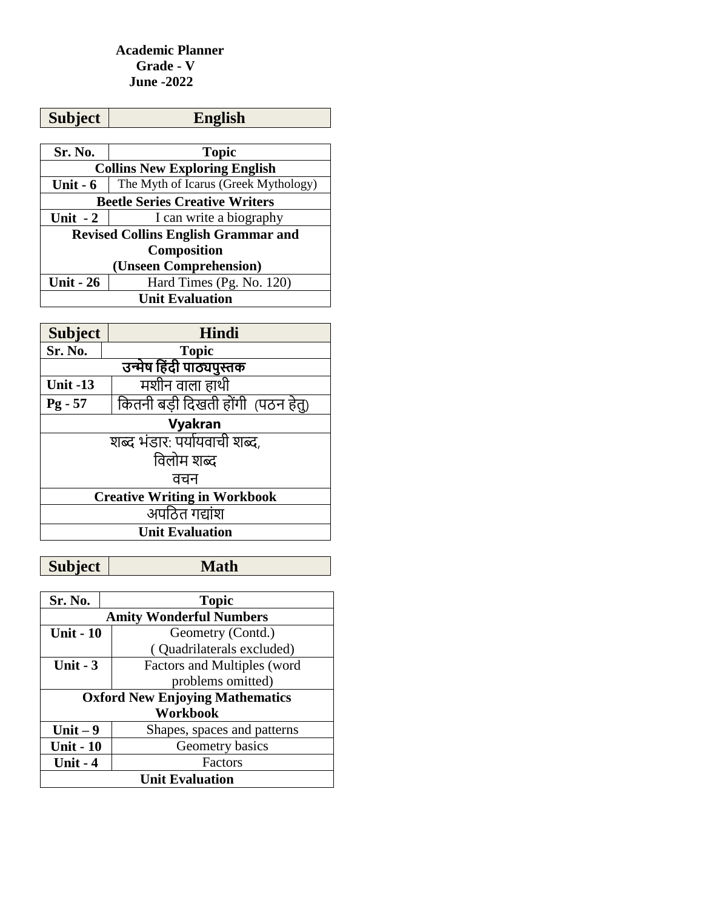**Academic Planner**
**Grade - V**
**June -2022**

| Subject | English |
| --- | --- |

| Sr. No. | Topic |
| --- | --- |
| **Collins New Exploring English** | |
| **Unit - 6** | The Myth of Icarus (Greek Mythology) |
| **Beetle Series Creative Writers** | |
| **Unit - 2** | I can write a biography |
| **Revised Collins English Grammar and Composition (Unseen Comprehension)** | |
| **Unit - 26** | Hard Times (Pg. No. 120) |
| **Unit Evaluation** | |

| Subject | Hindi |
| --- | --- |
| **Sr. No.** | **Topic** |
| **उन्मेष हिंदी पाठ्यपुस्तक** | |
| **Unit -13** | मशीन वाला हाथी |
| **Pg - 57** | कितनी बड़ी दिखती होंगी (पठन हेतु) |
| **Vyakran** | |
| शब्द भंडार: पर्यायवाची शब्द, विलोम शब्द वचन | |
| **Creative Writing in Workbook** | |
| अपठित गद्यांश | |
| **Unit Evaluation** | |

| Subject | Math |
| --- | --- |

| Sr. No. | Topic |
| --- | --- |
| **Amity Wonderful Numbers** | |
| **Unit - 10** | Geometry (Contd.) ( Quadrilaterals excluded) |
| **Unit - 3** | Factors and Multiples (word problems omitted) |
| **Oxford New Enjoying Mathematics Workbook** | |
| **Unit – 9** | Shapes, spaces and patterns |
| **Unit - 10** | Geometry basics |
| **Unit - 4** | Factors |
| **Unit Evaluation** | |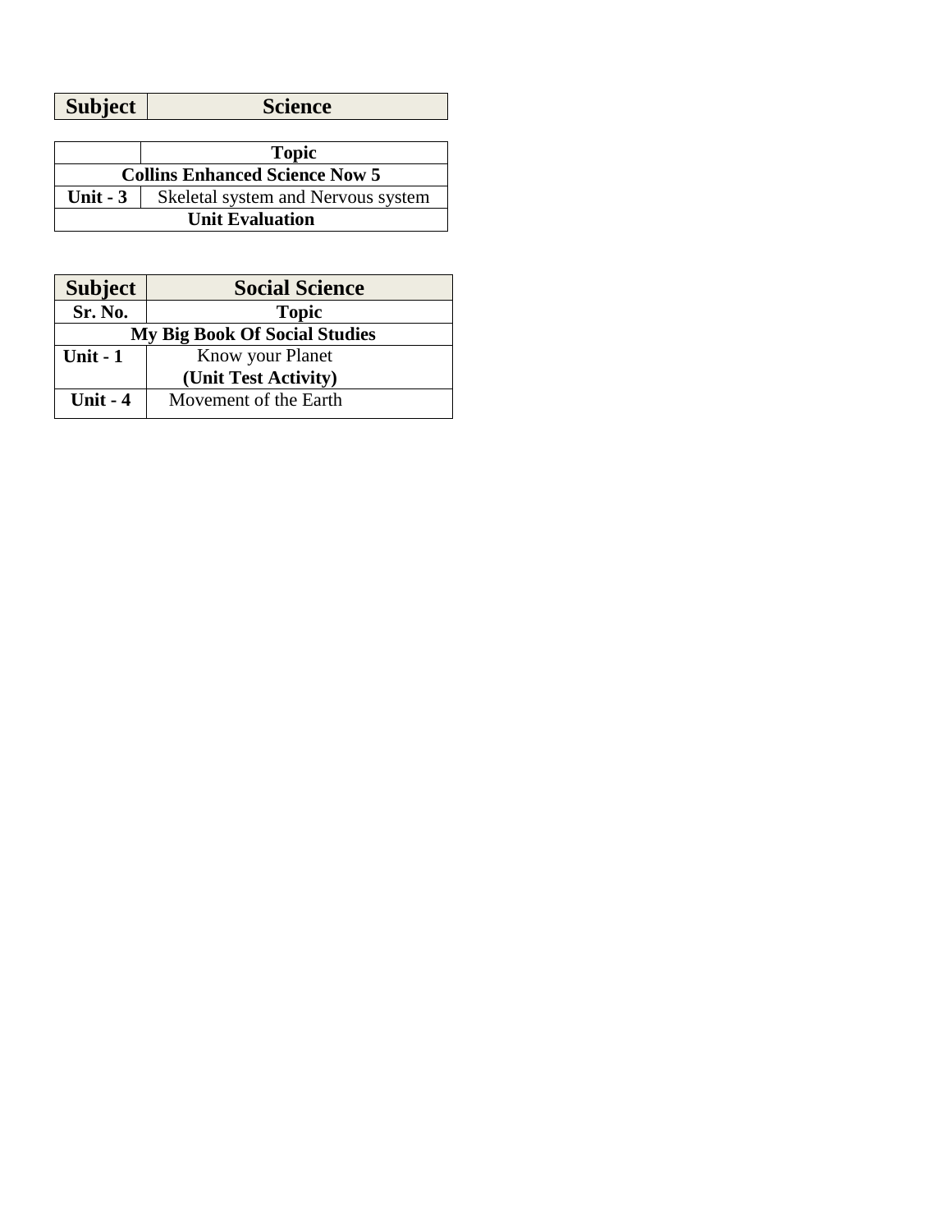| Subject | Science |
|---|---|

| | Topic |
|---|---|
| **Collins Enhanced Science Now 5** | |
| **Unit - 3** | Skeletal system and Nervous system |
| **Unit Evaluation** | |

| Subject | Social Science |
|---|---|
| **Sr. No.** | **Topic** |
| **My Big Book Of Social Studies** | |
| **Unit - 1** | Know your Planet **(Unit Test Activity)** |
| **Unit - 4** | Movement of the Earth |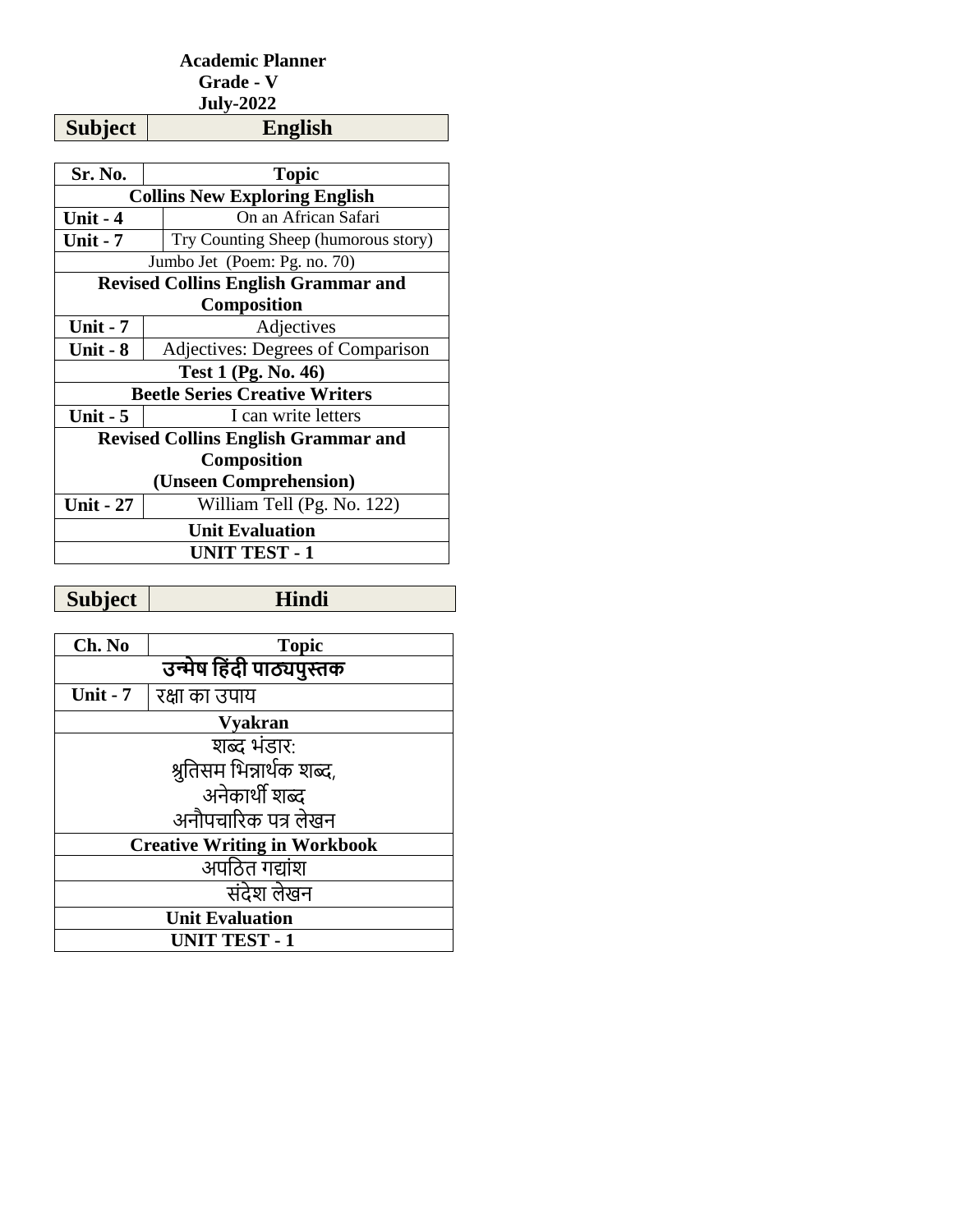**Academic Planner**
**Grade - V**
**July-2022**

| **Subject** | **English** |
|---|---|

| Sr. No. | Topic |
|---|---|
| **Collins New Exploring English** | |
| **Unit - 4** | On an African Safari |
| **Unit - 7** | Try Counting Sheep (humorous story) |
| Jumbo Jet (Poem: Pg. no. 70) | |
| **Revised Collins English Grammar and Composition** | |
| **Unit - 7** | Adjectives |
| **Unit - 8** | Adjectives: Degrees of Comparison |
| **Test 1 (Pg. No. 46)** | |
| **Beetle Series Creative Writers** | |
| **Unit - 5** | I can write letters |
| **Revised Collins English Grammar and Composition (Unseen Comprehension)** | |
| **Unit - 27** | William Tell (Pg. No. 122) |
| **Unit Evaluation** | |
| **UNIT TEST - 1** | |

| **Subject** | **Hindi** |
|---|---|

| Ch. No | Topic |
|---|---|
| **उन्मेष हिंदी पाठ्यपुस्तक** | |
| **Unit - 7** | रक्षा का उपाय |
| **Vyakran** | |
| शब्द भंडार: श्रुतिसम भिन्नार्थक शब्द, अनेकार्थी शब्द अनौपचारिक पत्र लेखन | |
| **Creative Writing in Workbook** | |
| अपठित गद्यांश | |
| संदेश लेखन | |
| **Unit Evaluation** | |
| **UNIT TEST - 1** | |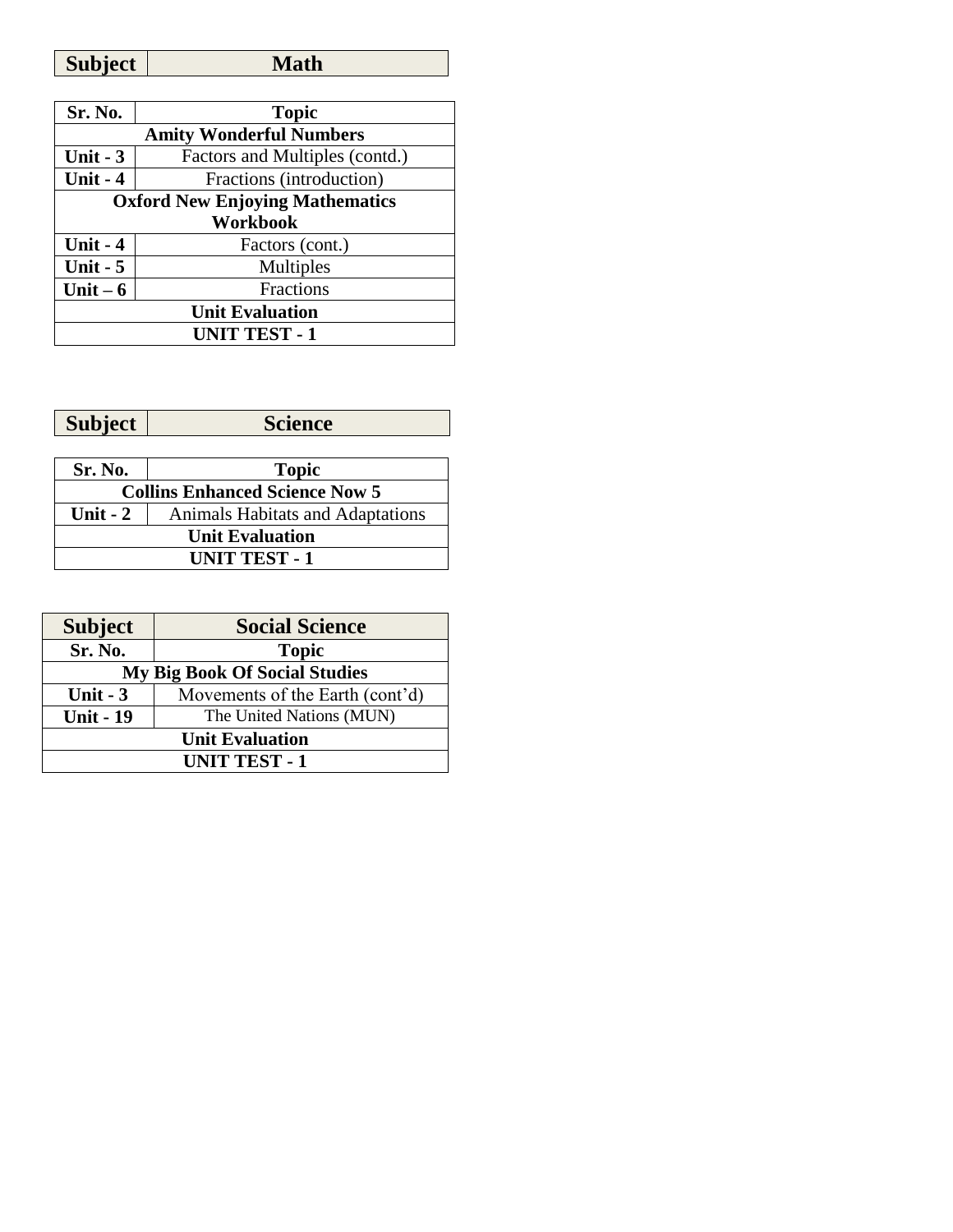| Subject | Math |
|---|---|

| Sr. No. | Topic |
|---|---|
| **Amity Wonderful Numbers** | |
| **Unit - 3** | Factors and Multiples (contd.) |
| **Unit - 4** | Fractions (introduction) |
| **Oxford New Enjoying Mathematics Workbook** | |
| **Unit - 4** | Factors (cont.) |
| **Unit - 5** | Multiples |
| **Unit – 6** | Fractions |
| **Unit Evaluation** | |
| **UNIT TEST - 1** | |

| Subject | Science |
|---|---|

| Sr. No. | Topic |
|---|---|
| **Collins Enhanced Science Now 5** | |
| **Unit - 2** | Animals Habitats and Adaptations |
| **Unit Evaluation** | |
| **UNIT TEST - 1** | |

| Subject | Social Science |
|---|---|
| **Sr. No.** | **Topic** |
| **My Big Book Of Social Studies** | |
| **Unit - 3** | Movements of the Earth (cont'd) |
| **Unit - 19** | The United Nations (MUN) |
| **Unit Evaluation** | |
| **UNIT TEST - 1** | |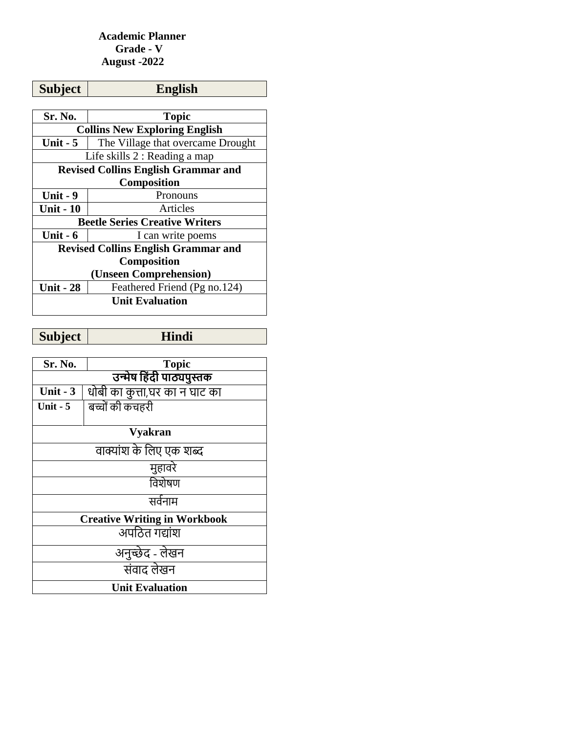**Academic Planner**
**Grade - V**
**August -2022**

| **Subject** | **English** |
|---|---|

| **Sr. No.** | **Topic** |
|---|---|
| **Collins New Exploring English** | |
| **Unit - 5** | The Village that overcame Drought |
| Life skills 2 : Reading a map | |
| **Revised Collins English Grammar and Composition** | |
| **Unit - 9** | Pronouns |
| **Unit - 10** | Articles |
| **Beetle Series Creative Writers** | |
| **Unit - 6** | I can write poems |
| **Revised Collins English Grammar and Composition (Unseen Comprehension)** | |
| **Unit - 28** | Feathered Friend (Pg no.124) |
| **Unit Evaluation** | |

| **Subject** | **Hindi** |
|---|---|

| **Sr. No.** | **Topic** |
|---|---|
| **उन्मेष हिंदी पाठ्यपुस्तक** | |
| **Unit - 3** | धोबी का कुत्ता,घर का न घाट का |
| **Unit - 5** | बच्चों की कचहरी |
| **Vyakran** | |
| वाक्यांश के लिए एक शब्द | |
| मुहावरे | |
| विशेषण | |
| सर्वनाम | |
| **Creative Writing in Workbook** | |
| अपठित गद्यांश | |
| अनुच्छेद - लेखन | |
| संवाद लेखन | |
| **Unit Evaluation** | |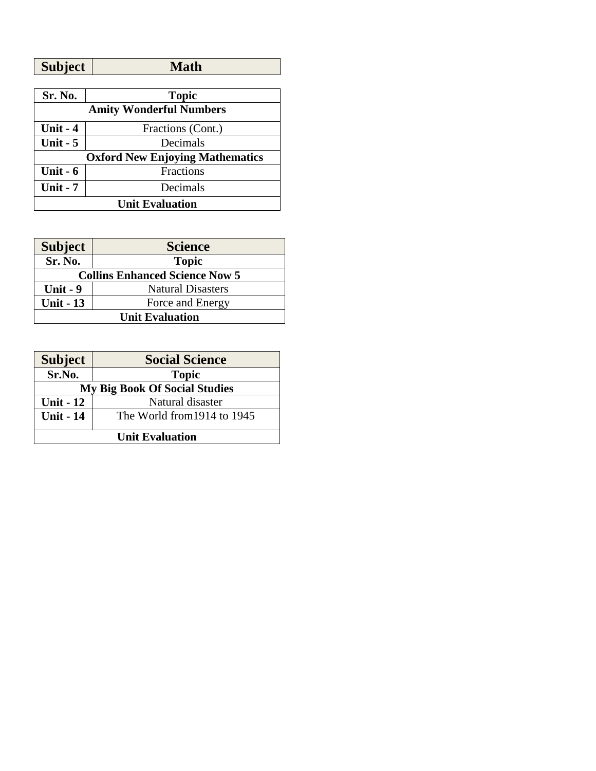| Subject | Math |
|---|---|

| Sr. No. | Topic |
|---|---|
| **Amity Wonderful Numbers** | |
| **Unit - 4** | Fractions (Cont.) |
| **Unit - 5** | Decimals |
| **Oxford New Enjoying Mathematics** | |
| **Unit - 6** | Fractions |
| **Unit - 7** | Decimals |
| **Unit Evaluation** | |

| Subject | Science |
|---|---|
| **Sr. No.** | **Topic** |
| **Collins Enhanced Science Now 5** | |
| **Unit - 9** | Natural Disasters |
| **Unit - 13** | Force and Energy |
| **Unit Evaluation** | |

| Subject | Social Science |
|---|---|
| **Sr.No.** | **Topic** |
| **My Big Book Of Social Studies** | |
| **Unit - 12** | Natural disaster |
| **Unit - 14** | The World from1914 to 1945 |
| **Unit Evaluation** | |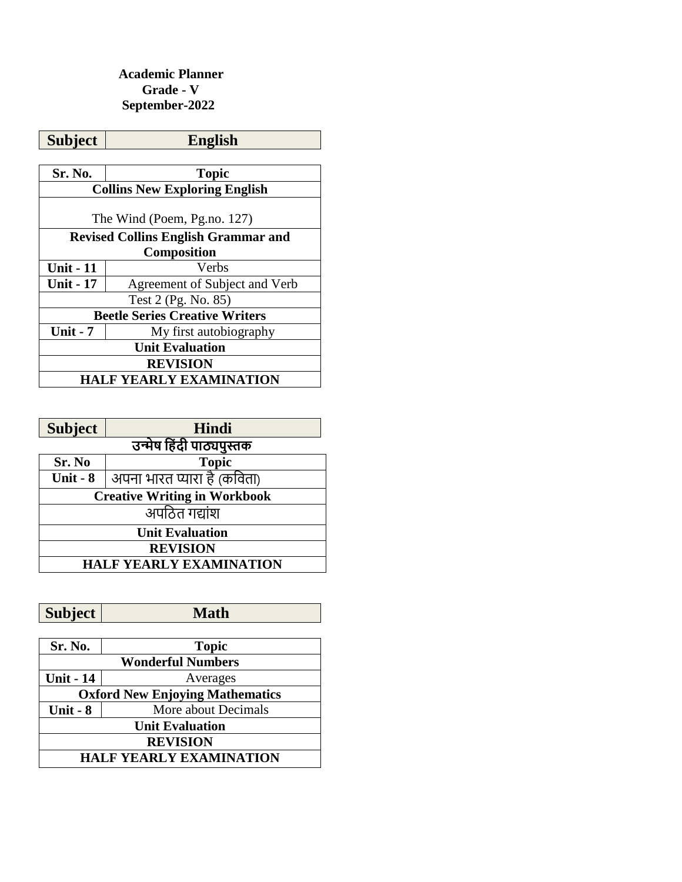**Academic Planner**
**Grade - V**
**September-2022**

| **Subject** | **English** |
|---|---|

| Sr. No. | Topic |
|---|---|
| **Collins New Exploring English** | |
| The Wind (Poem, Pg.no. 127) | |
| **Revised Collins English Grammar and Composition** | |
| **Unit - 11** | Verbs |
| **Unit - 17** | Agreement of Subject and Verb |
| Test 2 (Pg. No. 85) | |
| **Beetle Series Creative Writers** | |
| **Unit - 7** | My first autobiography |
| **Unit Evaluation** | |
| **REVISION** | |
| **HALF YEARLY EXAMINATION** | |

| **Subject** | **Hindi** |
|---|---|

**उन्मेष हिंदी पाठ्यपुस्तक**

| Sr. No | Topic |
|---|---|
| **Unit - 8** | अपना भारत प्यारा है (कविता) |
| **Creative Writing in Workbook** | |
| अपठित गद्यांश | |
| **Unit Evaluation** | |
| **REVISION** | |
| **HALF YEARLY EXAMINATION** | |

| **Subject** | **Math** |
|---|---|

| Sr. No. | Topic |
|---|---|
| **Wonderful Numbers** | |
| **Unit - 14** | Averages |
| **Oxford New Enjoying Mathematics** | |
| **Unit - 8** | More about Decimals |
| **Unit Evaluation** | |
| **REVISION** | |
| **HALF YEARLY EXAMINATION** | |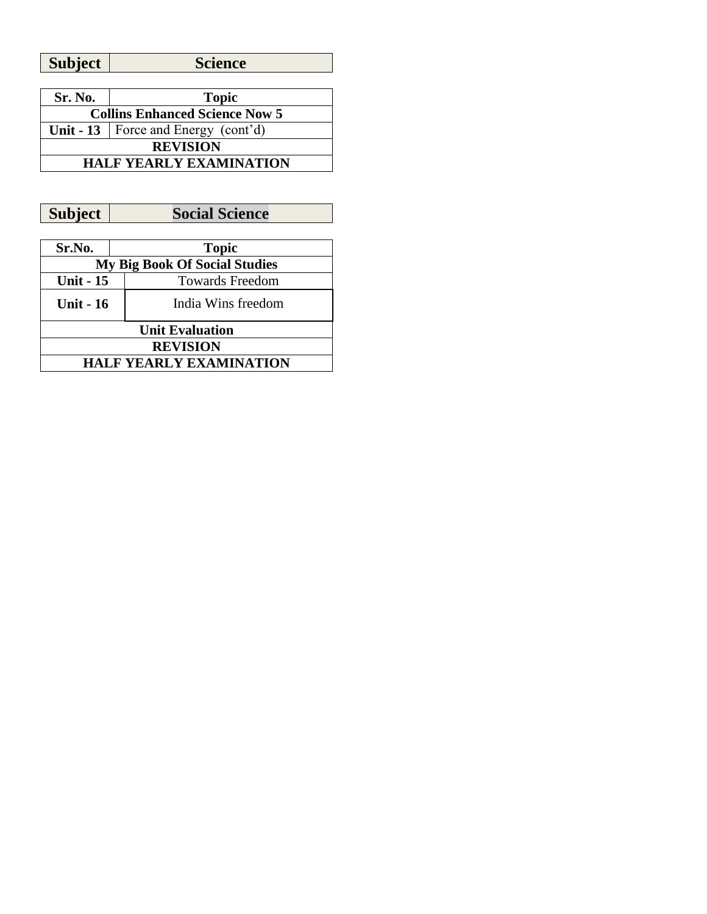| Subject | Science |
|---|---|

| Sr. No. | Topic |
|---|---|
| **Collins Enhanced Science Now 5** | |
| **Unit - 13** | Force and Energy  (cont'd) |
| **REVISION** | |
| **HALF YEARLY EXAMINATION** | |

| Subject | Social Science |
|---|---|

| Sr.No. | Topic |
|---|---|
| **My Big Book Of Social Studies** | |
| **Unit - 15** | Towards Freedom |
| **Unit - 16** | India Wins freedom |
| **Unit Evaluation** | |
| **REVISION** | |
| **HALF YEARLY EXAMINATION** | |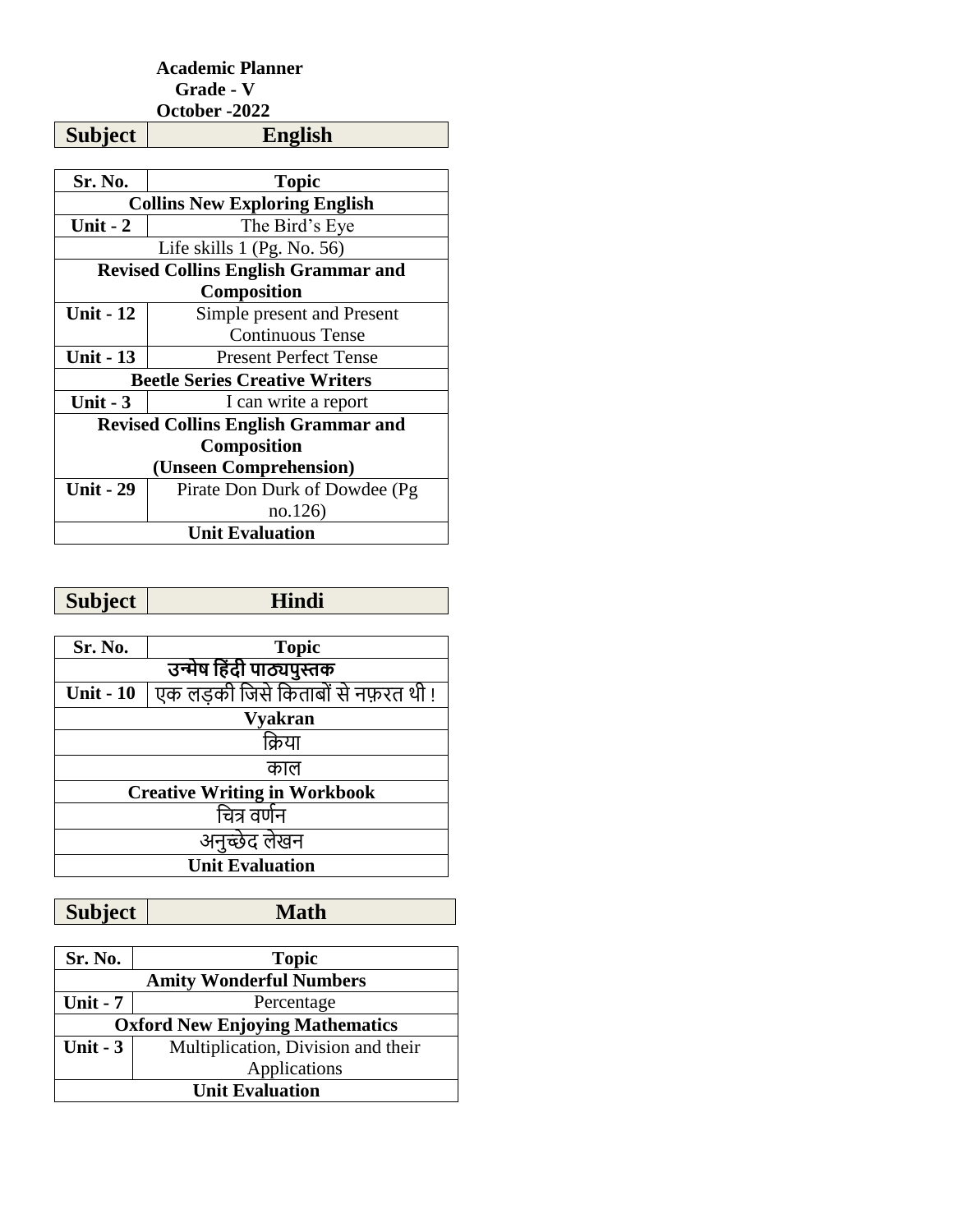**Academic Planner**
**Grade - V**
**October -2022**

| **Subject** | **English** |
|---|---|

| **Sr. No.** | **Topic** |
|---|---|
| **Collins New Exploring English** | |
| **Unit - 2** | The Bird's Eye |
| Life skills 1 (Pg. No. 56) | |
| **Revised Collins English Grammar and Composition** | |
| **Unit - 12** | Simple present and Present Continuous Tense |
| **Unit - 13** | Present Perfect Tense |
| **Beetle Series Creative Writers** | |
| **Unit - 3** | I can write a report |
| **Revised Collins English Grammar and Composition (Unseen Comprehension)** | |
| **Unit - 29** | Pirate Don Durk of Dowdee (Pg no.126) |
| **Unit Evaluation** | |

| **Subject** | **Hindi** |
|---|---|

| **Sr. No.** | **Topic** |
|---|---|
| **उन्मेष हिंदी पाठ्यपुस्तक** | |
| **Unit - 10** | एक लड़की जिसे किताबों से नफ़रत थी ! |
| **Vyakran** | |
| क्रिया | |
| काल | |
| **Creative Writing in Workbook** | |
| चित्र वर्णन | |
| अनुच्छेद लेखन | |
| **Unit Evaluation** | |

| **Subject** | **Math** |
|---|---|

| **Sr. No.** | **Topic** |
|---|---|
| **Amity Wonderful Numbers** | |
| **Unit - 7** | Percentage |
| **Oxford New Enjoying Mathematics** | |
| **Unit - 3** | Multiplication, Division and their Applications |
| **Unit Evaluation** | |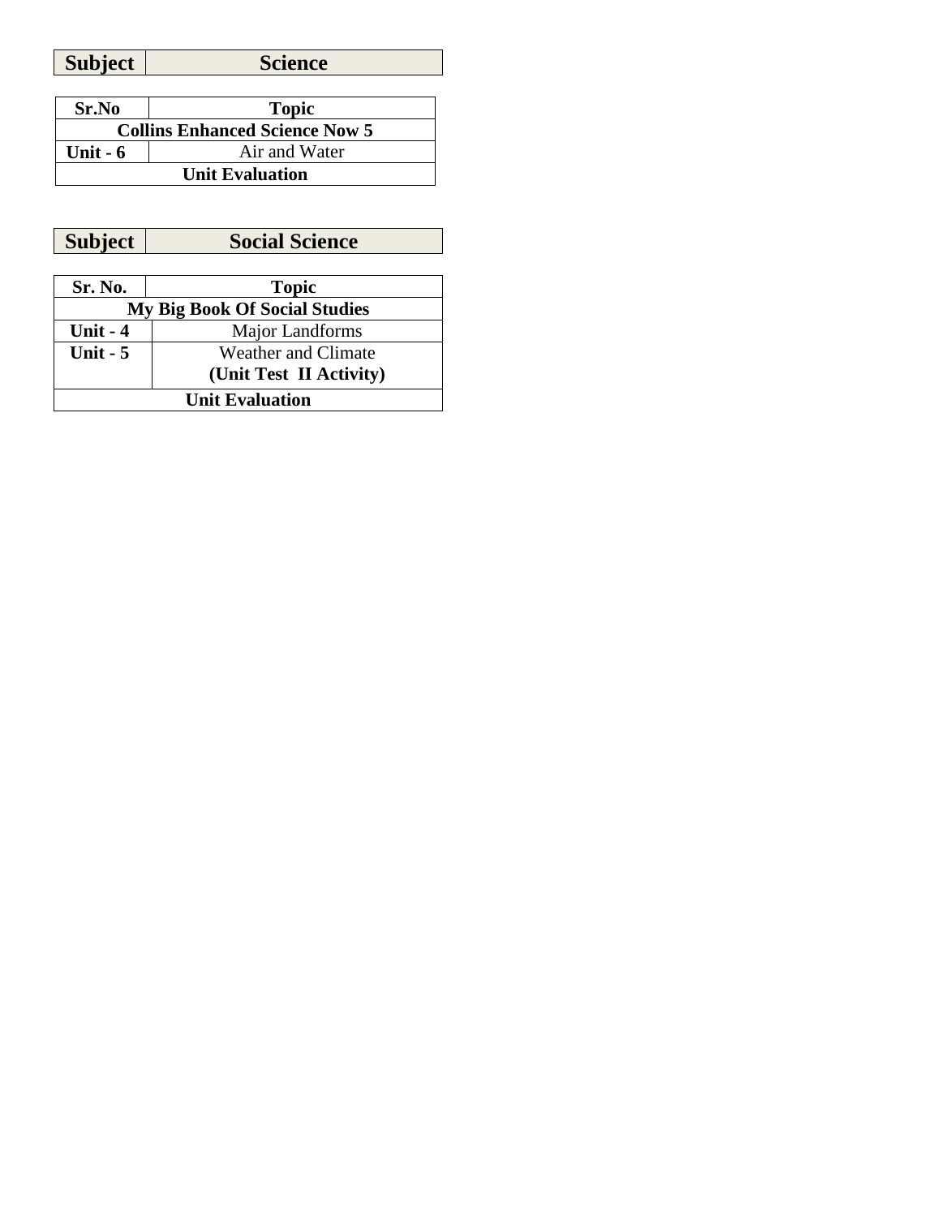| Subject | Science |
|---|---|

| Sr.No | Topic |
|---|---|
| **Collins Enhanced Science Now 5** | |
| **Unit - 6** | Air and Water |
| **Unit Evaluation** | |

| Subject | Social Science |
|---|---|

| Sr. No. | Topic |
|---|---|
| **My Big Book Of Social Studies** | |
| **Unit - 4** | Major Landforms |
| **Unit - 5** | Weather and Climate **(Unit Test II Activity)** |
| **Unit Evaluation** | |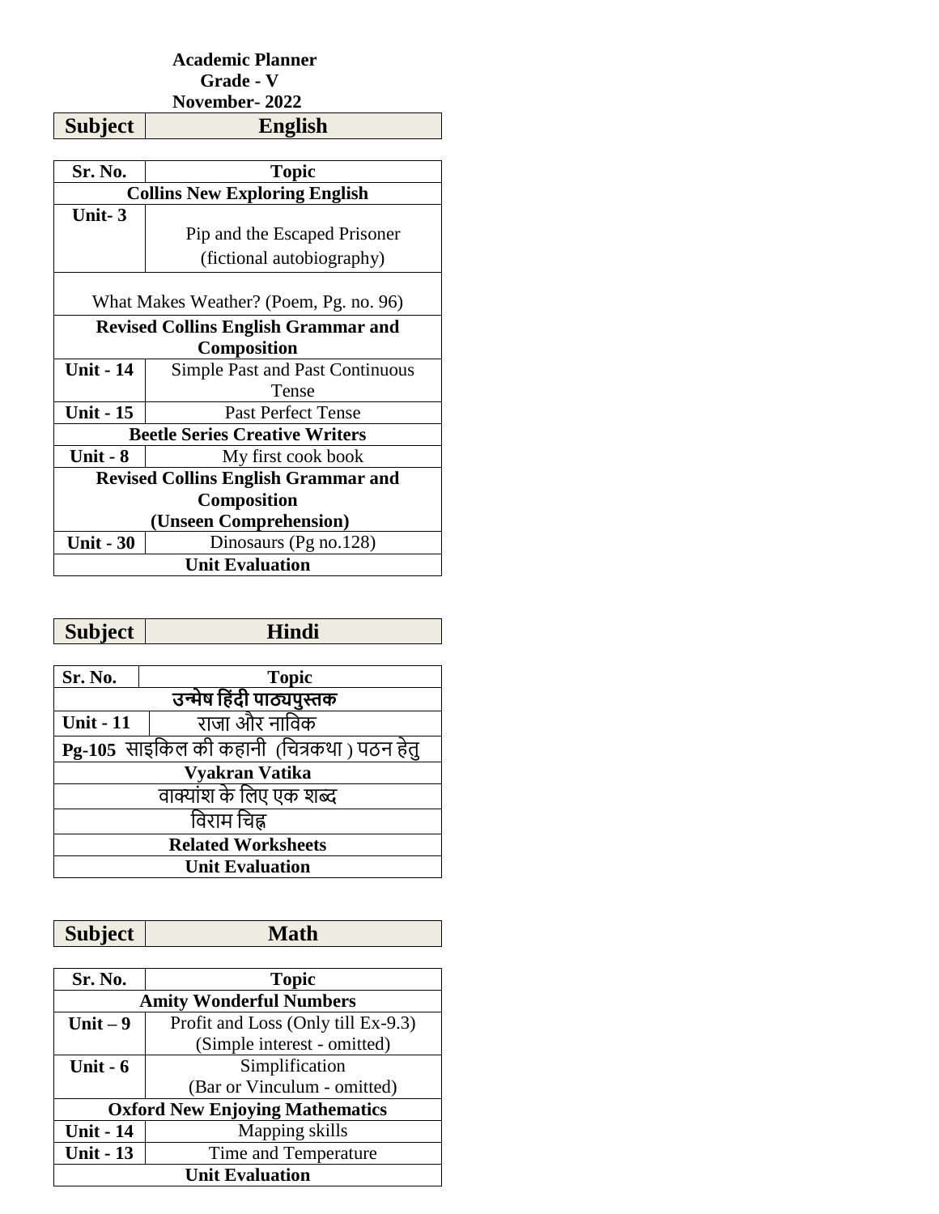**Academic Planner**
**Grade - V**
**November- 2022**

| **Subject** | **English** |
|---|---|

| **Sr. No.** | **Topic** |
|---|---|
| **Collins New Exploring English** | |
| **Unit- 3** | Pip and the Escaped Prisoner (fictional autobiography) |
| What Makes Weather? (Poem, Pg. no. 96) | |
| **Revised Collins English Grammar and Composition** | |
| **Unit - 14** | Simple Past and Past Continuous Tense |
| **Unit - 15** | Past Perfect Tense |
| **Beetle Series Creative Writers** | |
| **Unit - 8** | My first cook book |
| **Revised Collins English Grammar and Composition (Unseen Comprehension)** | |
| **Unit - 30** | Dinosaurs (Pg no.128) |
| **Unit Evaluation** | |

| **Subject** | **Hindi** |
|---|---|

| **Sr. No.** | **Topic** |
|---|---|
| **उन्मेष हिंदी पाठ्यपुस्तक** | |
| **Unit - 11** | राजा और नाविक |
| **Pg-105** साइकिल की कहानी (चित्रकथा ) पठन हेतु | |
| **Vyakran Vatika** | |
| वाक्यांश के लिए एक शब्द | |
| विराम चिह्न | |
| **Related Worksheets** | |
| **Unit Evaluation** | |

| **Subject** | **Math** |
|---|---|

| **Sr. No.** | **Topic** |
|---|---|
| **Amity Wonderful Numbers** | |
| **Unit – 9** | Profit and Loss (Only till Ex-9.3) (Simple interest - omitted) |
| **Unit - 6** | Simplification (Bar or Vinculum - omitted) |
| **Oxford New Enjoying Mathematics** | |
| **Unit - 14** | Mapping skills |
| **Unit - 13** | Time and Temperature |
| **Unit Evaluation** | |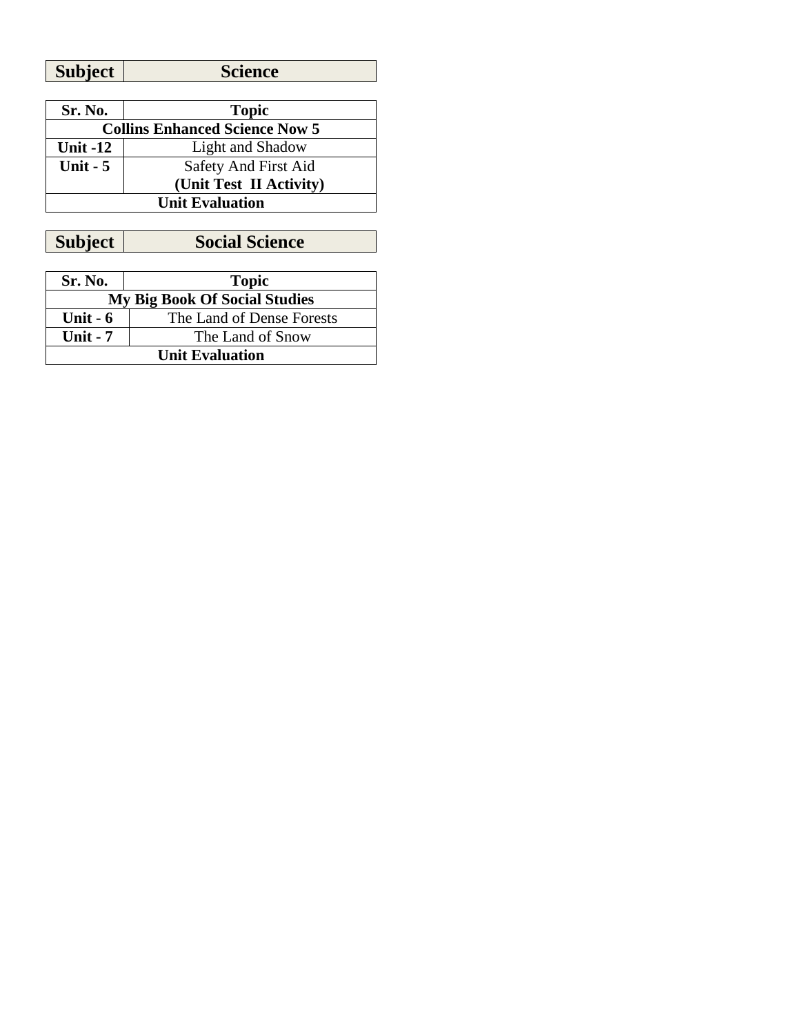| Subject | Science |
|---|---|

| Sr. No. | Topic |
|---|---|
| **Collins Enhanced Science Now 5** | |
| **Unit -12** | Light and Shadow |
| **Unit - 5** | Safety And First Aid<br>**(Unit Test II Activity)** |
| **Unit Evaluation** | |

| Subject | Social Science |
|---|---|

| Sr. No. | Topic |
|---|---|
| **My Big Book Of Social Studies** | |
| **Unit - 6** | The Land of Dense Forests |
| **Unit - 7** | The Land of Snow |
| **Unit Evaluation** | |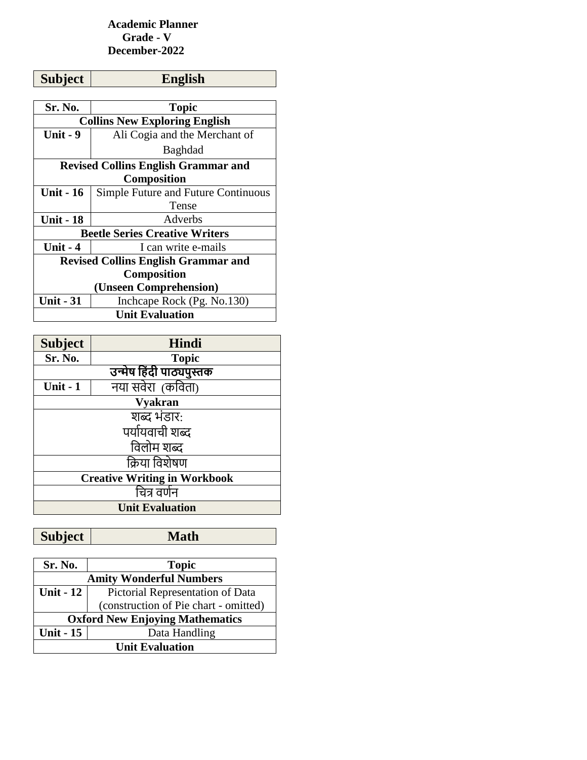**Academic Planner**
**Grade - V**
**December-2022**

| **Subject** | **English** |
|---|---|

| **Sr. No.** | **Topic** |
|---|---|
| **Collins New Exploring English** | |
| **Unit - 9** | Ali Cogia and the Merchant of Baghdad |
| **Revised Collins English Grammar and Composition** | |
| **Unit - 16** | Simple Future and Future Continuous Tense |
| **Unit - 18** | Adverbs |
| **Beetle Series Creative Writers** | |
| **Unit - 4** | I can write e-mails |
| **Revised Collins English Grammar and Composition (Unseen Comprehension)** | |
| **Unit - 31** | Inchcape Rock (Pg. No.130) |
| **Unit Evaluation** | |

| **Subject** | **Hindi** |
|---|---|
| **Sr. No.** | **Topic** |
| **उन्मेष हिंदी पाठ्यपुस्तक** | |
| **Unit - 1** | नया सवेरा (कविता) |
| **Vyakran** | |
| शब्द भंडार: पर्यायवाची शब्द विलोम शब्द | |
| क्रिया विशेषण | |
| **Creative Writing in Workbook** | |
| चित्र वर्णन | |
| **Unit Evaluation** | |

| **Subject** | **Math** |
|---|---|

| **Sr. No.** | **Topic** |
|---|---|
| **Amity Wonderful Numbers** | |
| **Unit - 12** | Pictorial Representation of Data (construction of Pie chart - omitted) |
| **Oxford New Enjoying Mathematics** | |
| **Unit - 15** | Data Handling |
| **Unit Evaluation** | |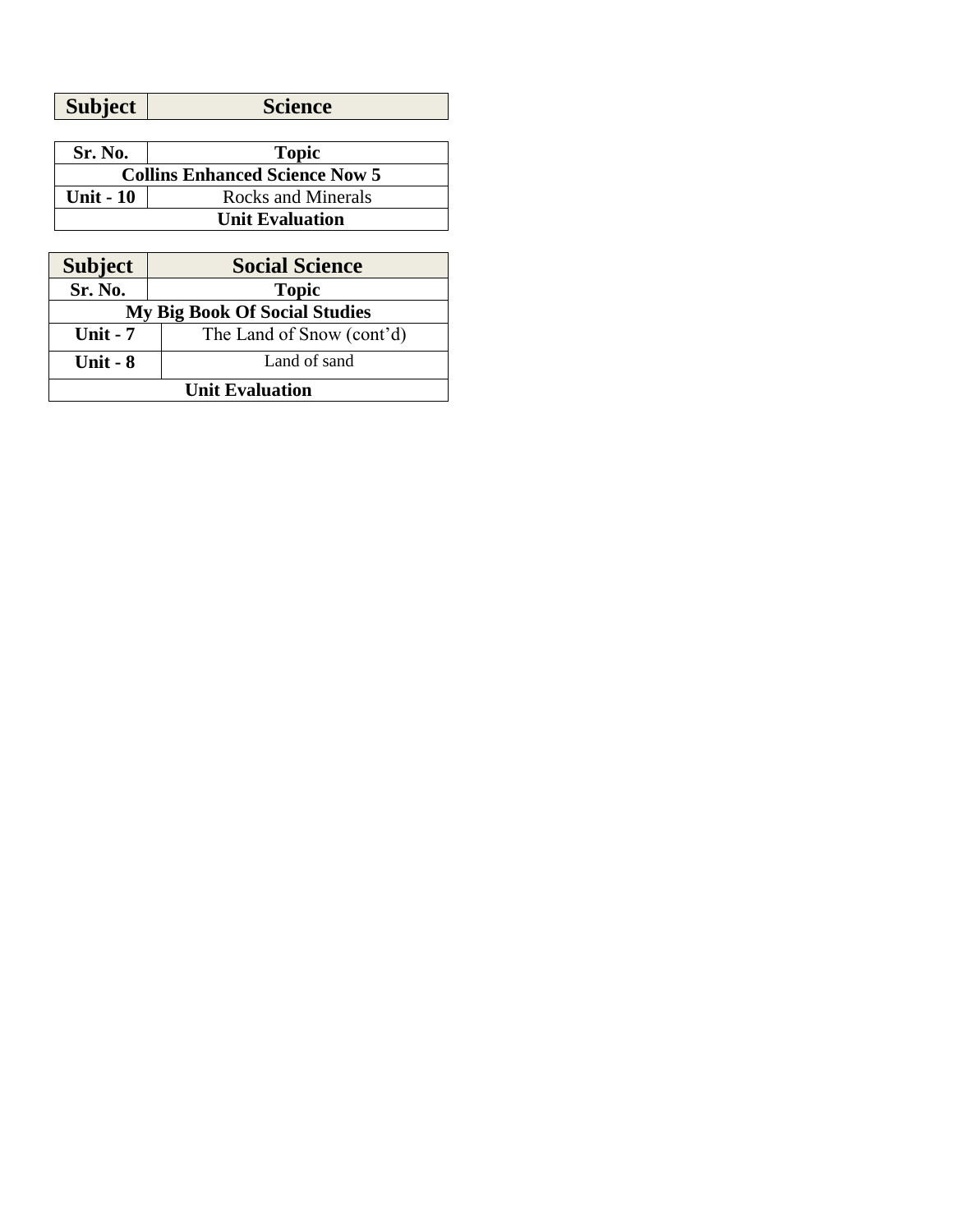| Subject | Science |
| --- | --- |

| Sr. No. | Topic |
| --- | --- |
| **Collins Enhanced Science Now 5** | |
| **Unit - 10** | Rocks and Minerals |
| **Unit Evaluation** | |

| Subject | Social Science |
| --- | --- |
| **Sr. No.** | **Topic** |
| **My Big Book Of Social Studies** | |
| **Unit - 7** | The Land of Snow (cont'd) |
| **Unit - 8** | Land of sand |
| **Unit Evaluation** | |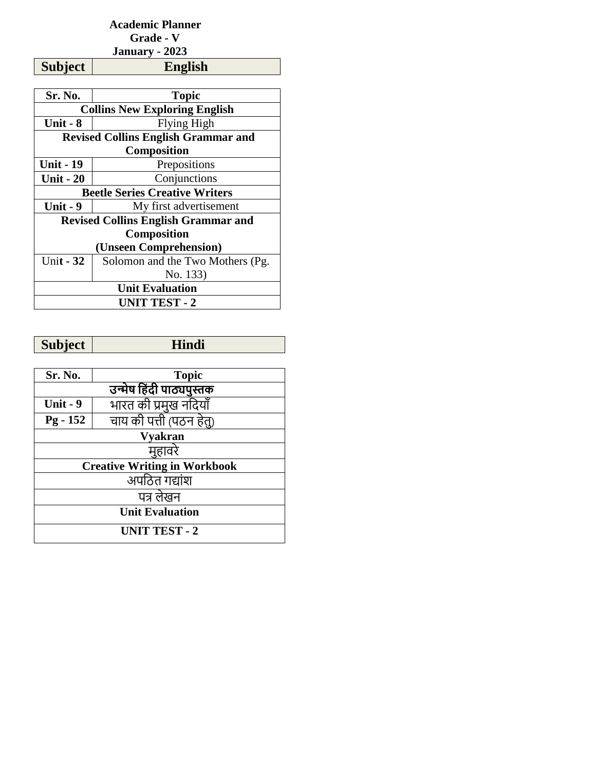**Academic Planner**
**Grade - V**
**January - 2023**

| **Subject** | **English** |
|---|---|

| Sr. No. | Topic |
|---|---|
| **Collins New Exploring English** | |
| **Unit - 8** | Flying High |
| **Revised Collins English Grammar and Composition** | |
| **Unit - 19** | Prepositions |
| **Unit - 20** | Conjunctions |
| **Beetle Series Creative Writers** | |
| **Unit - 9** | My first advertisement |
| **Revised Collins English Grammar and Composition (Unseen Comprehension)** | |
| Uni**t - 32** | Solomon and the Two Mothers (Pg. No. 133) |
| **Unit Evaluation** | |
| **UNIT TEST - 2** | |

| **Subject** | **Hindi** |
|---|---|

| Sr. No. | Topic |
|---|---|
| **उन्मेष हिंदी पाठ्यपुस्तक** | |
| **Unit - 9** | भारत की प्रमुख नदियाँ |
| **Pg - 152** | चाय की पत्ती (पठन हेतु) |
| **Vyakran** | |
| मुहावरे | |
| **Creative Writing in Workbook** | |
| अपठित गद्यांश | |
| पत्र लेखन | |
| **Unit Evaluation** | |
| **UNIT TEST - 2** | |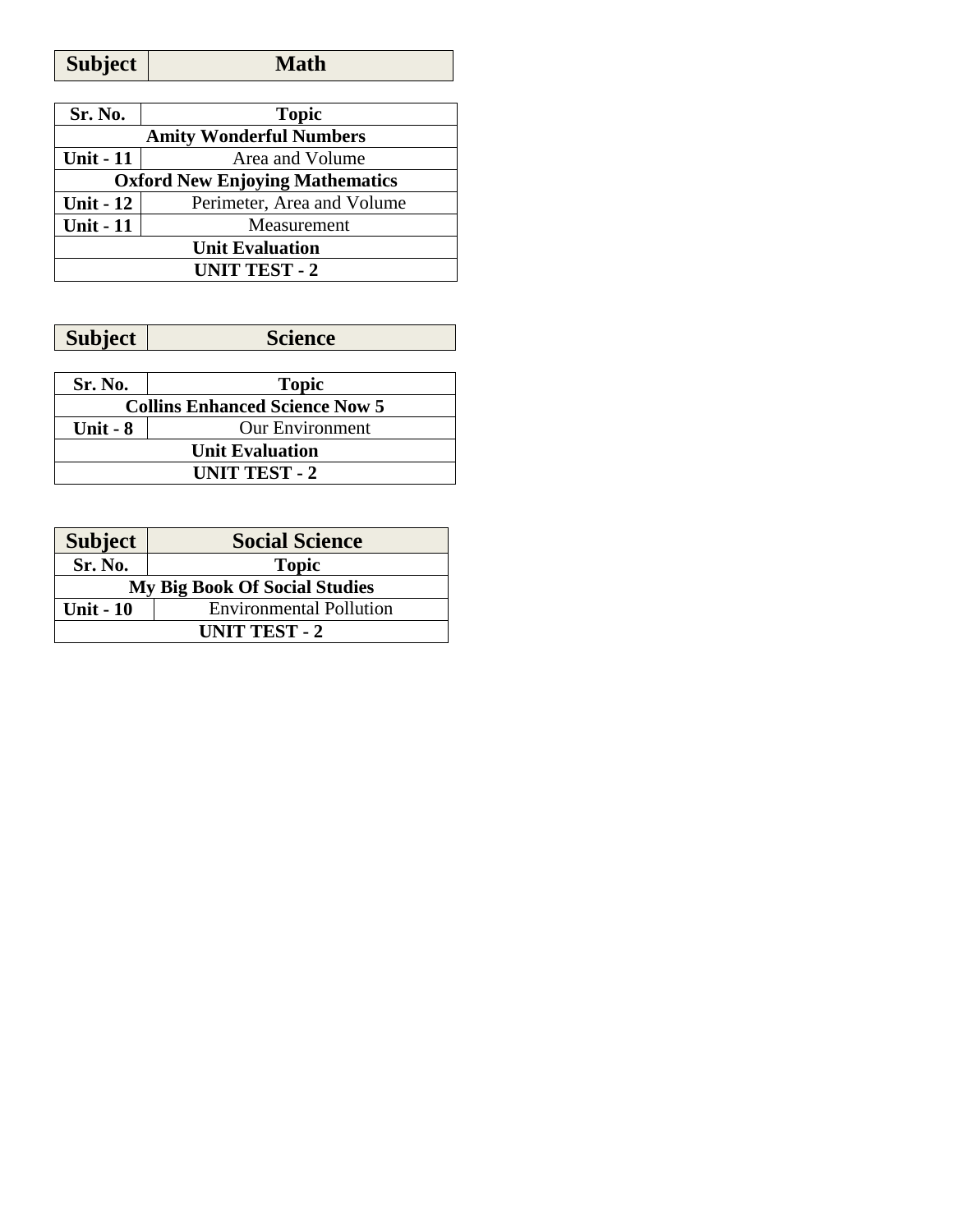| Subject | Math |
|---|---|

| Sr. No. | Topic |
|---|---|
| **Amity Wonderful Numbers** | |
| **Unit - 11** | Area and Volume |
| **Oxford New Enjoying Mathematics** | |
| **Unit - 12** | Perimeter, Area and Volume |
| **Unit - 11** | Measurement |
| **Unit Evaluation** | |
| **UNIT TEST - 2** | |

| Subject | Science |
|---|---|

| Sr. No. | Topic |
|---|---|
| **Collins Enhanced Science Now 5** | |
| **Unit - 8** | Our Environment |
| **Unit Evaluation** | |
| **UNIT TEST - 2** | |

| Subject | Social Science |
|---|---|
| **Sr. No.** | **Topic** |
| **My Big Book Of Social Studies** | |
| **Unit - 10** | Environmental Pollution |
| **UNIT TEST - 2** | |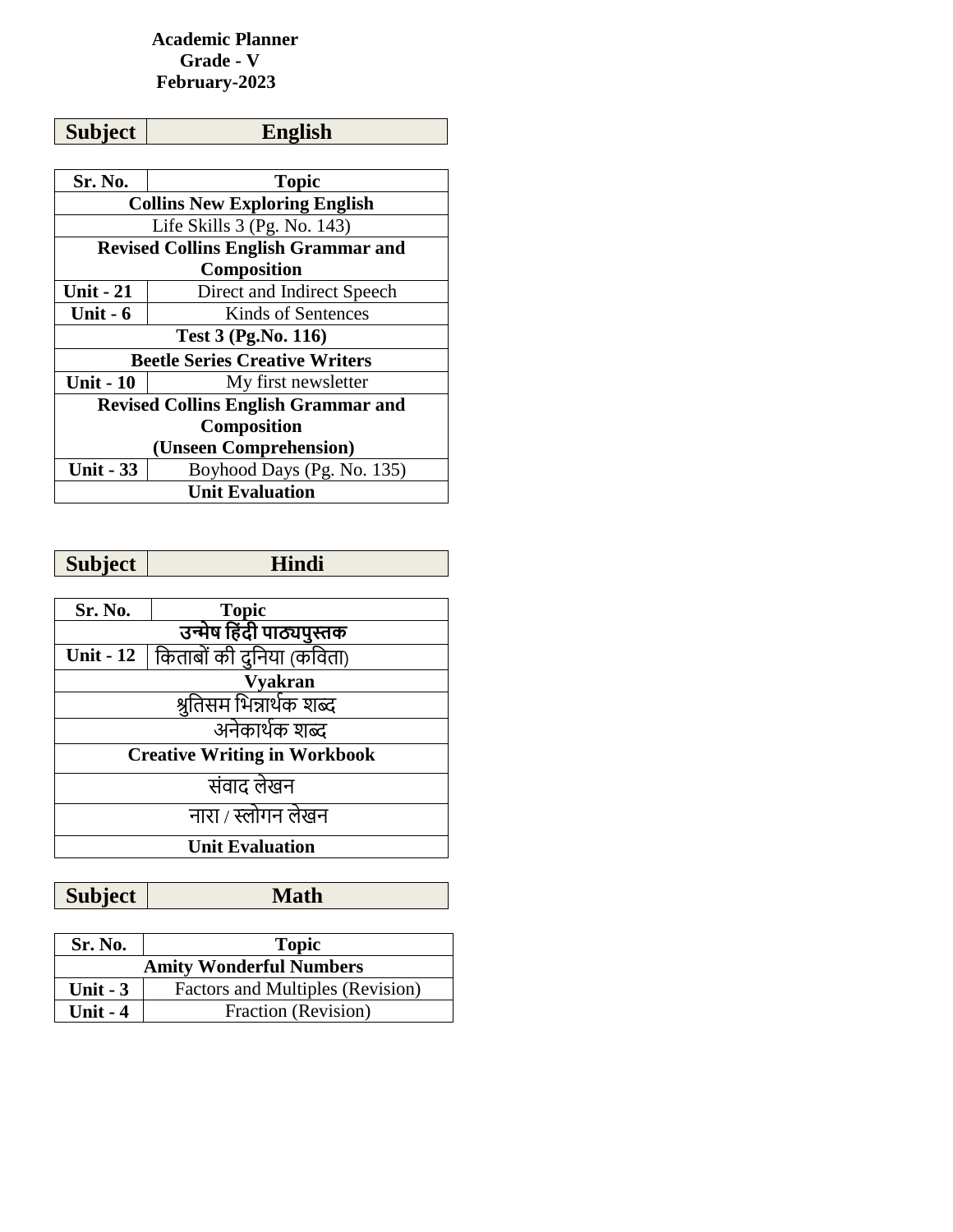# Academic Planner
## Grade - V
## February-2023

| Subject | English |
|---|---|

| Sr. No. | Topic |
|---|---|
| **Collins New Exploring English** | |
| Life Skills 3 (Pg. No. 143) | |
| **Revised Collins English Grammar and Composition** | |
| **Unit - 21** | Direct and Indirect Speech |
| **Unit - 6** | Kinds of Sentences |
| **Test 3 (Pg.No. 116)** | |
| **Beetle Series Creative Writers** | |
| **Unit - 10** | My first newsletter |
| **Revised Collins English Grammar and Composition (Unseen Comprehension)** | |
| **Unit - 33** | Boyhood Days (Pg. No. 135) |
| **Unit Evaluation** | |

| Subject | Hindi |
|---|---|

| Sr. No. | Topic |
|---|---|
| **उन्मेष हिंदी पाठ्यपुस्तक** | |
| **Unit - 12** | किताबों की दुनिया (कविता) |
| **Vyakran** | |
| श्रुतिसम भिन्नार्थक शब्द | |
| अनेकार्थक शब्द | |
| **Creative Writing in Workbook** | |
| संवाद लेखन | |
| नारा / स्लोगन लेखन | |
| **Unit Evaluation** | |

| Subject | Math |
|---|---|

| Sr. No. | Topic |
|---|---|
| **Amity Wonderful Numbers** | |
| **Unit - 3** | Factors and Multiples (Revision) |
| **Unit - 4** | Fraction (Revision) |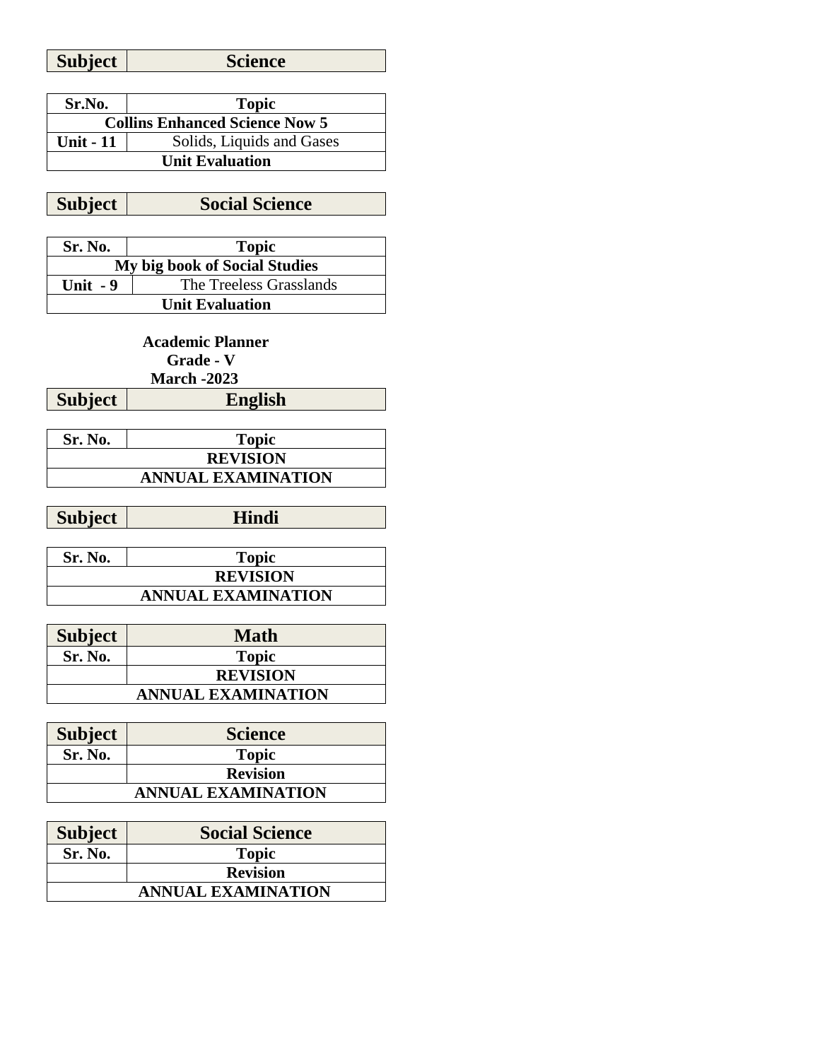| Subject | Science |
|---|---|

| Sr.No. | Topic |
|---|---|
| Collins Enhanced Science Now 5 | |
| Unit - 11 | Solids, Liquids and Gases |
| Unit Evaluation | |

| Subject | Social Science |
|---|---|

| Sr. No. | Topic |
|---|---|
| My big book of Social Studies | |
| Unit - 9 | The Treeless Grasslands |
| Unit Evaluation | |

**Academic Planner**

**Grade - V**

**March -2023**

| Subject | English |
|---|---|

| Sr. No. | Topic |
|---|---|
| REVISION | |
| ANNUAL EXAMINATION | |

| Subject | Hindi |
|---|---|

| Sr. No. | Topic |
|---|---|
| REVISION | |
| ANNUAL EXAMINATION | |

| Subject | Math |
|---|---|
| Sr. No. | Topic |
| | REVISION |
| ANNUAL EXAMINATION | |

| Subject | Science |
|---|---|
| Sr. No. | Topic |
| | Revision |
| ANNUAL EXAMINATION | |

| Subject | Social Science |
|---|---|
| Sr. No. | Topic |
| | Revision |
| ANNUAL EXAMINATION | |